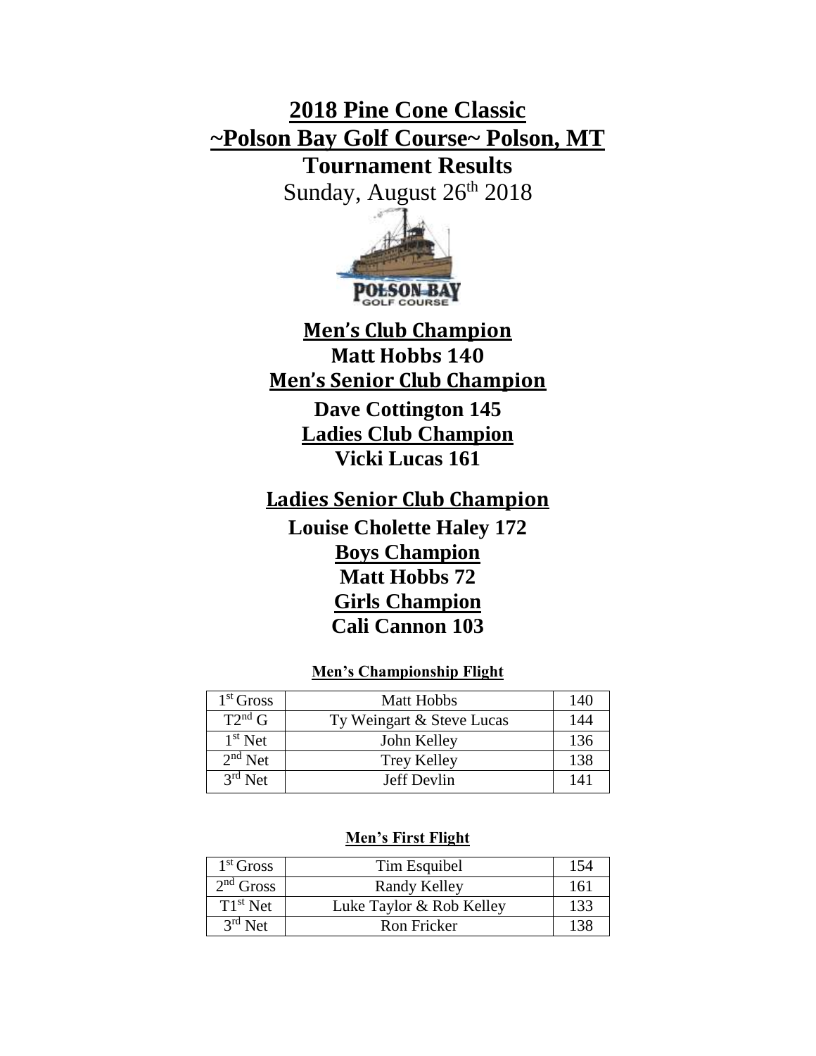# 2018 Pine Cone Classic
# ~Polson Bay Golf Course~ Polson, MT
## Tournament Results
Sunday, August 26th 2018

**Men's Club Champion**
**Matt Hobbs 140**

**Men's Senior Club Champion**
**Dave Cottington 145**

**Ladies Club Champion**
**Vicki Lucas 161**

**Ladies Senior Club Champion**
**Louise Cholette Haley 172**

**Boys Champion**
**Matt Hobbs 72**

**Girls Champion**
**Cali Cannon 103**

**Men's Championship Flight**

| | | |
|---|---|---|
| 1st Gross | Matt Hobbs | 140 |
| T2nd G | Ty Weingart & Steve Lucas | 144 |
| 1st Net | John Kelley | 136 |
| 2nd Net | Trey Kelley | 138 |
| 3rd Net | Jeff Devlin | 141 |

**Men's First Flight**

| | | |
|---|---|---|
| 1st Gross | Tim Esquibel | 154 |
| 2nd Gross | Randy Kelley | 161 |
| T1st Net | Luke Taylor & Rob Kelley | 133 |
| 3rd Net | Ron Fricker | 138 |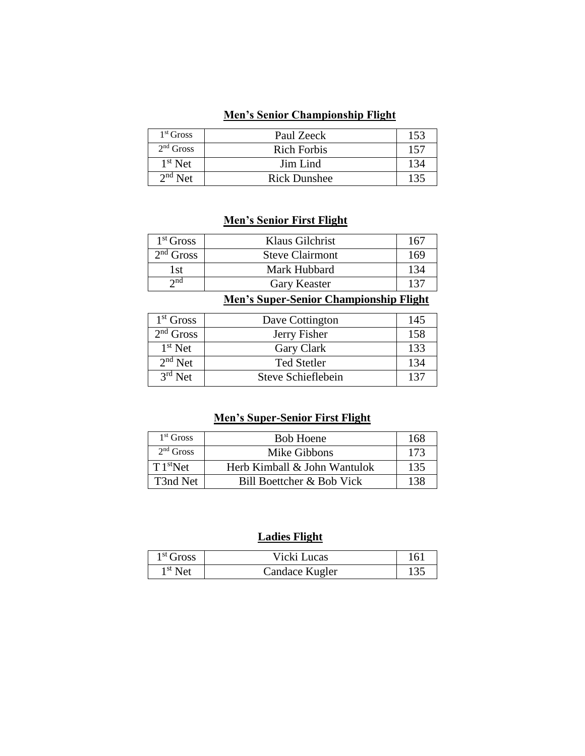## Men's Senior Championship Flight

| | | |
|---|---|---|
| 1st Gross | Paul Zeeck | 153 |
| 2nd Gross | Rich Forbis | 157 |
| 1st Net | Jim Lind | 134 |
| 2nd Net | Rick Dunshee | 135 |

## Men's Senior First Flight

| | | |
|---|---|---|
| 1st Gross | Klaus Gilchrist | 167 |
| 2nd Gross | Steve Clairmont | 169 |
| 1st | Mark Hubbard | 134 |
| 2nd | Gary Keaster | 137 |

## Men's Super-Senior Championship Flight

| | | |
|---|---|---|
| 1st Gross | Dave Cottington | 145 |
| 2nd Gross | Jerry Fisher | 158 |
| 1st Net | Gary Clark | 133 |
| 2nd Net | Ted Stetler | 134 |
| 3rd Net | Steve Schieflebein | 137 |

## Men's Super-Senior First Flight

| | | |
|---|---|---|
| 1st Gross | Bob Hoene | 168 |
| 2nd Gross | Mike Gibbons | 173 |
| T 1stNet | Herb Kimball & John Wantulok | 135 |
| T3nd Net | Bill Boettcher & Bob Vick | 138 |

## Ladies Flight

| | | |
|---|---|---|
| 1st Gross | Vicki Lucas | 161 |
| 1st Net | Candace Kugler | 135 |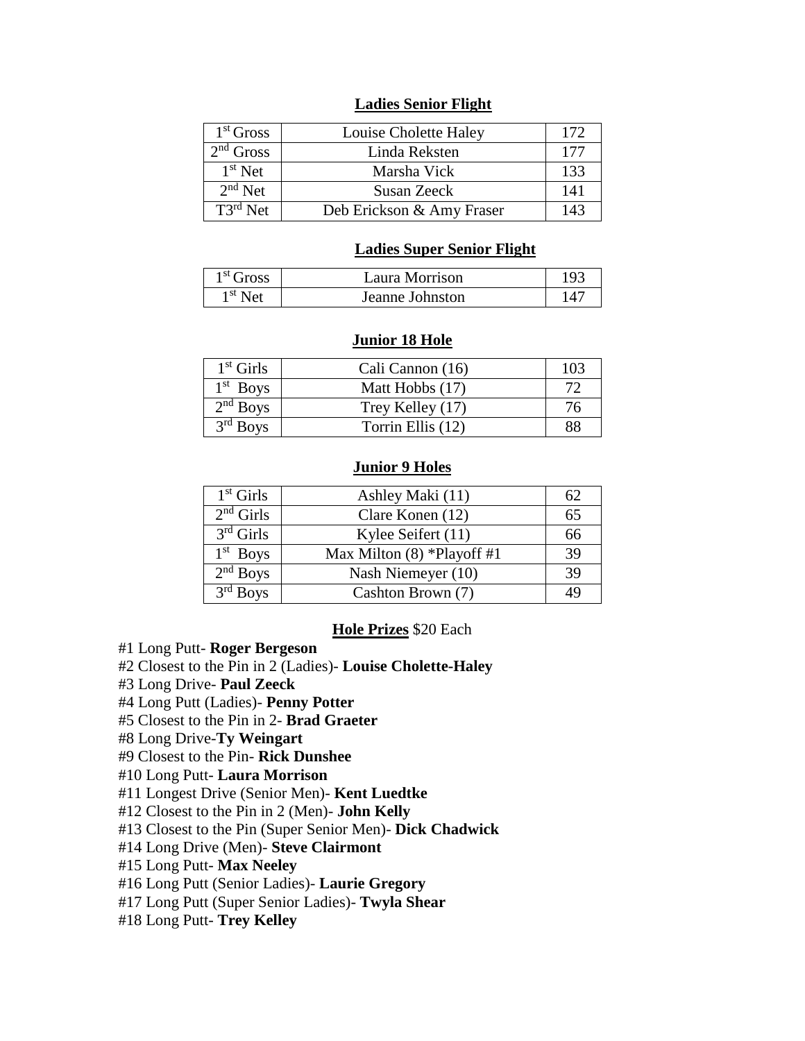### Ladies Senior Flight

| | | |
|---|---|---|
| 1st Gross | Louise Cholette Haley | 172 |
| 2nd Gross | Linda Reksten | 177 |
| 1st Net | Marsha Vick | 133 |
| 2nd Net | Susan Zeeck | 141 |
| T3rd Net | Deb Erickson & Amy Fraser | 143 |

### Ladies Super Senior Flight

| | | |
|---|---|---|
| 1st Gross | Laura Morrison | 193 |
| 1st Net | Jeanne Johnston | 147 |

### Junior 18 Hole

| | | |
|---|---|---|
| 1st Girls | Cali Cannon (16) | 103 |
| 1st Boys | Matt Hobbs (17) | 72 |
| 2nd Boys | Trey Kelley (17) | 76 |
| 3rd Boys | Torrin Ellis (12) | 88 |

### Junior 9 Holes

| | | |
|---|---|---|
| 1st Girls | Ashley Maki (11) | 62 |
| 2nd Girls | Clare Konen (12) | 65 |
| 3rd Girls | Kylee Seifert (11) | 66 |
| 1st Boys | Max Milton (8) *Playoff #1 | 39 |
| 2nd Boys | Nash Niemeyer (10) | 39 |
| 3rd Boys | Cashton Brown (7) | 49 |

### Hole Prizes $20 Each

#1 Long Putt- **Roger Bergeson**
#2 Closest to the Pin in 2 (Ladies)- **Louise Cholette-Haley**
#3 Long Drive- **Paul Zeeck**
#4 Long Putt (Ladies)- **Penny Potter**
#5 Closest to the Pin in 2- **Brad Graeter**
#8 Long Drive-**Ty Weingart**
#9 Closest to the Pin- **Rick Dunshee**
#10 Long Putt- **Laura Morrison**
#11 Longest Drive (Senior Men)- **Kent Luedtke**
#12 Closest to the Pin in 2 (Men)- **John Kelly**
#13 Closest to the Pin (Super Senior Men)- **Dick Chadwick**
#14 Long Drive (Men)- **Steve Clairmont**
#15 Long Putt- **Max Neeley**
#16 Long Putt (Senior Ladies)- **Laurie Gregory**
#17 Long Putt (Super Senior Ladies)- **Twyla Shear**
#18 Long Putt- **Trey Kelley**